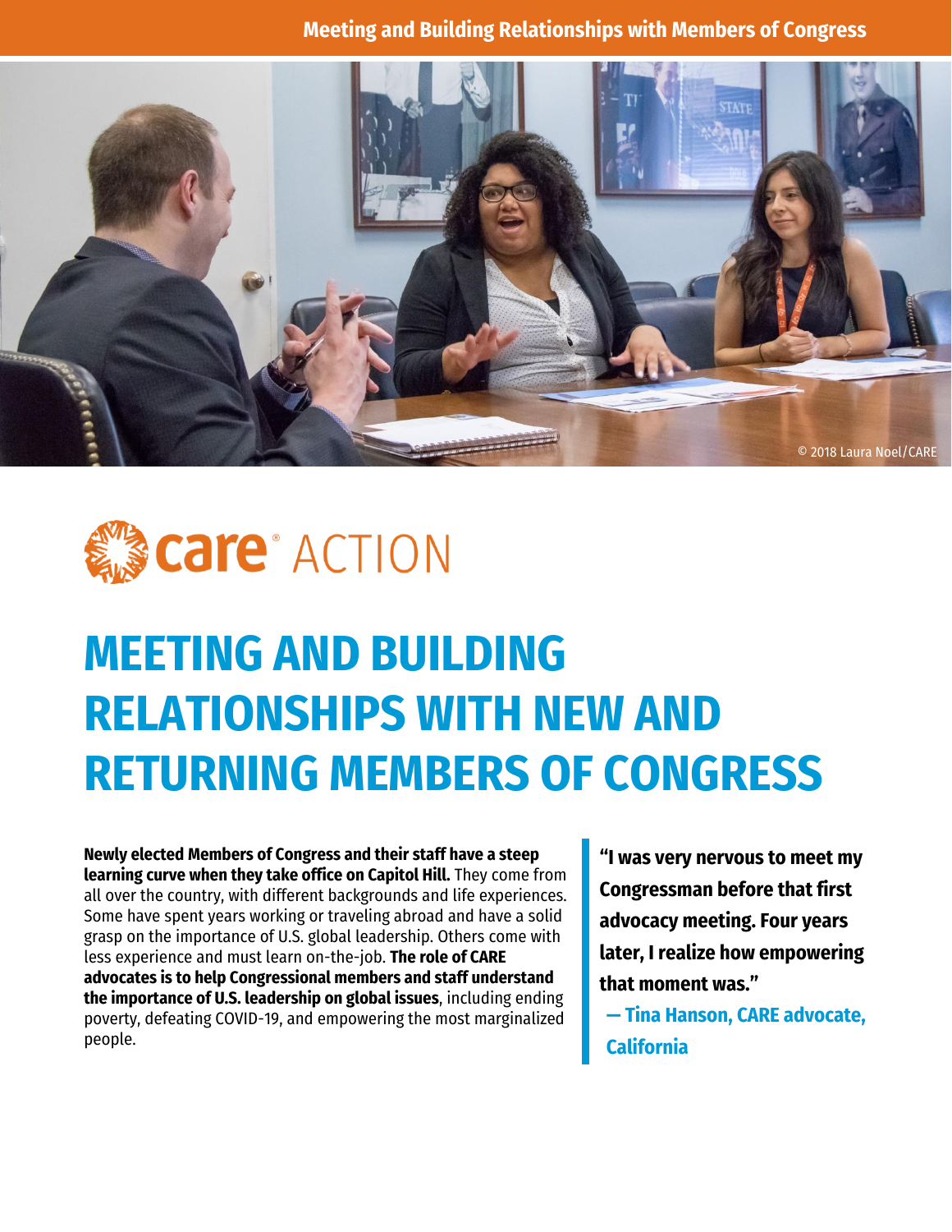© 2018 Laura Noel/CARE

care® ACTION

# MEETING AND BUILDING RELATIONSHIPS WITH NEW AND RETURNING MEMBERS OF CONGRESS

**Newly elected Members of Congress and their staff have a steep learning curve when they take office on Capitol Hill.** They come from all over the country, with different backgrounds and life experiences. Some have spent years working or traveling abroad and have a solid grasp on the importance of U.S. global leadership. Others come with less experience and must learn on-the-job. **The role of CARE advocates is to help Congressional members and staff understand the importance of U.S. leadership on global issues**, including ending poverty, defeating COVID-19, and empowering the most marginalized people.

> **"I was very nervous to meet my Congressman before that first advocacy meeting. Four years later, I realize how empowering that moment was."**
>
> **— Tina Hanson, CARE advocate, California**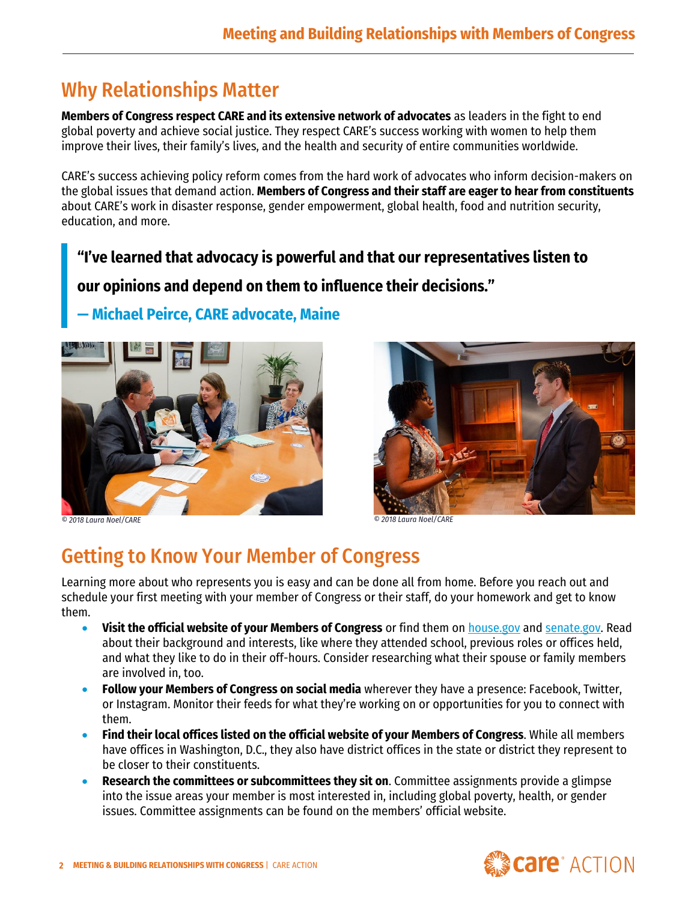## Why Relationships Matter

**Members of Congress respect CARE and its extensive network of advocates** as leaders in the fight to end global poverty and achieve social justice. They respect CARE's success working with women to help them improve their lives, their family's lives, and the health and security of entire communities worldwide.

CARE's success achieving policy reform comes from the hard work of advocates who inform decision-makers on the global issues that demand action. **Members of Congress and their staff are eager to hear from constituents** about CARE's work in disaster response, gender empowerment, global health, food and nutrition security, education, and more.

> **"I've learned that advocacy is powerful and that our representatives listen to our opinions and depend on them to influence their decisions."**
>
> **— Michael Peirce, CARE advocate, Maine**

*© 2018 Laura Noel/CARE*

*© 2018 Laura Noel/CARE*

## Getting to Know Your Member of Congress

Learning more about who represents you is easy and can be done all from home. Before you reach out and schedule your first meeting with your member of Congress or their staff, do your homework and get to know them.

- **Visit the official website of your Members of Congress** or find them on house.gov and senate.gov. Read about their background and interests, like where they attended school, previous roles or offices held, and what they like to do in their off-hours. Consider researching what their spouse or family members are involved in, too.
- **Follow your Members of Congress on social media** wherever they have a presence: Facebook, Twitter, or Instagram. Monitor their feeds for what they're working on or opportunities for you to connect with them.
- **Find their local offices listed on the official website of your Members of Congress**. While all members have offices in Washington, D.C., they also have district offices in the state or district they represent to be closer to their constituents.
- **Research the committees or subcommittees they sit on**. Committee assignments provide a glimpse into the issue areas your member is most interested in, including global poverty, health, or gender issues. Committee assignments can be found on the members' official website.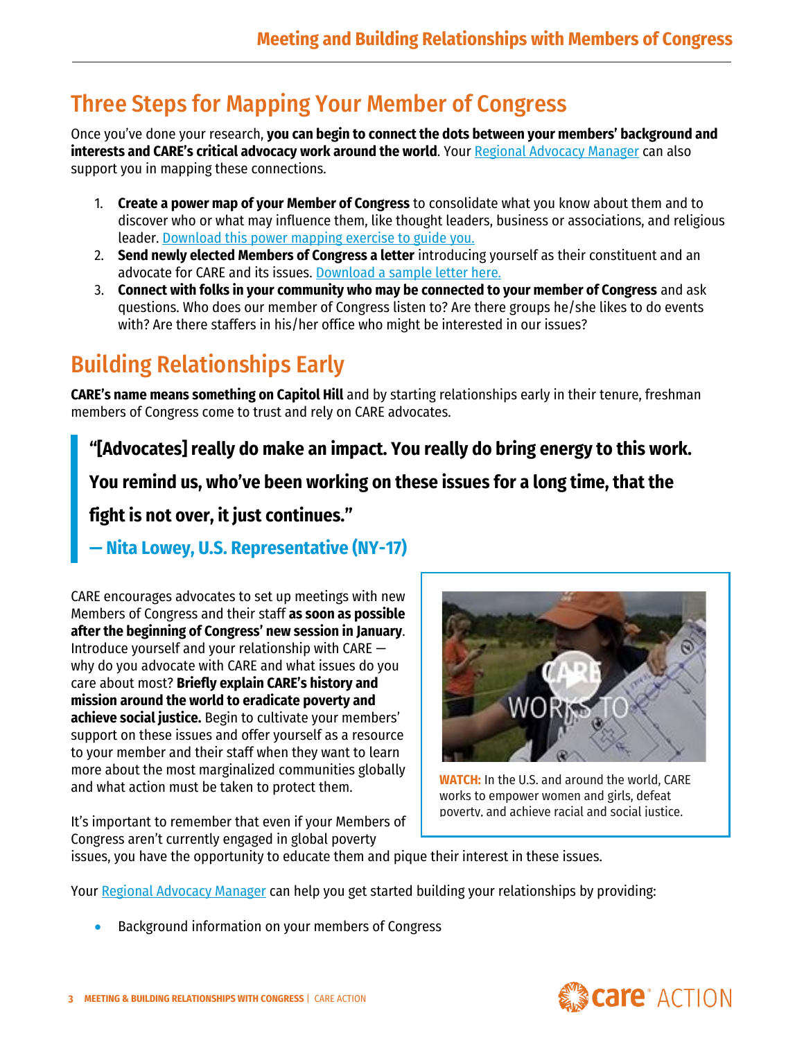## Three Steps for Mapping Your Member of Congress

Once you've done your research, **you can begin to connect the dots between your members' background and interests and CARE's critical advocacy work around the world**. Your [Regional Advocacy Manager]() can also support you in mapping these connections.

1. **Create a power map of your Member of Congress** to consolidate what you know about them and to discover who or what may influence them, like thought leaders, business or associations, and religious leader. [Download this power mapping exercise to guide you.]()
2. **Send newly elected Members of Congress a letter** introducing yourself as their constituent and an advocate for CARE and its issues. [Download a sample letter here.]()
3. **Connect with folks in your community who may be connected to your member of Congress** and ask questions. Who does our member of Congress listen to? Are there groups he/she likes to do events with? Are there staffers in his/her office who might be interested in our issues?

## Building Relationships Early

**CARE's name means something on Capitol Hill** and by starting relationships early in their tenure, freshman members of Congress come to trust and rely on CARE advocates.

> **"[Advocates] really do make an impact. You really do bring energy to this work. You remind us, who've been working on these issues for a long time, that the fight is not over, it just continues."**
>
> **— Nita Lowey, U.S. Representative (NY-17)**

CARE encourages advocates to set up meetings with new Members of Congress and their staff **as soon as possible after the beginning of Congress' new session in January**. Introduce yourself and your relationship with CARE — why do you advocate with CARE and what issues do you care about most? **Briefly explain CARE's history and mission around the world to eradicate poverty and achieve social justice.** Begin to cultivate your members' support on these issues and offer yourself as a resource to your member and their staff when they want to learn more about the most marginalized communities globally and what action must be taken to protect them.

**WATCH:** In the U.S. and around the world, CARE works to empower women and girls, defeat poverty, and achieve racial and social justice.

It's important to remember that even if your Members of Congress aren't currently engaged in global poverty issues, you have the opportunity to educate them and pique their interest in these issues.

Your [Regional Advocacy Manager]() can help you get started building your relationships by providing:

- Background information on your members of Congress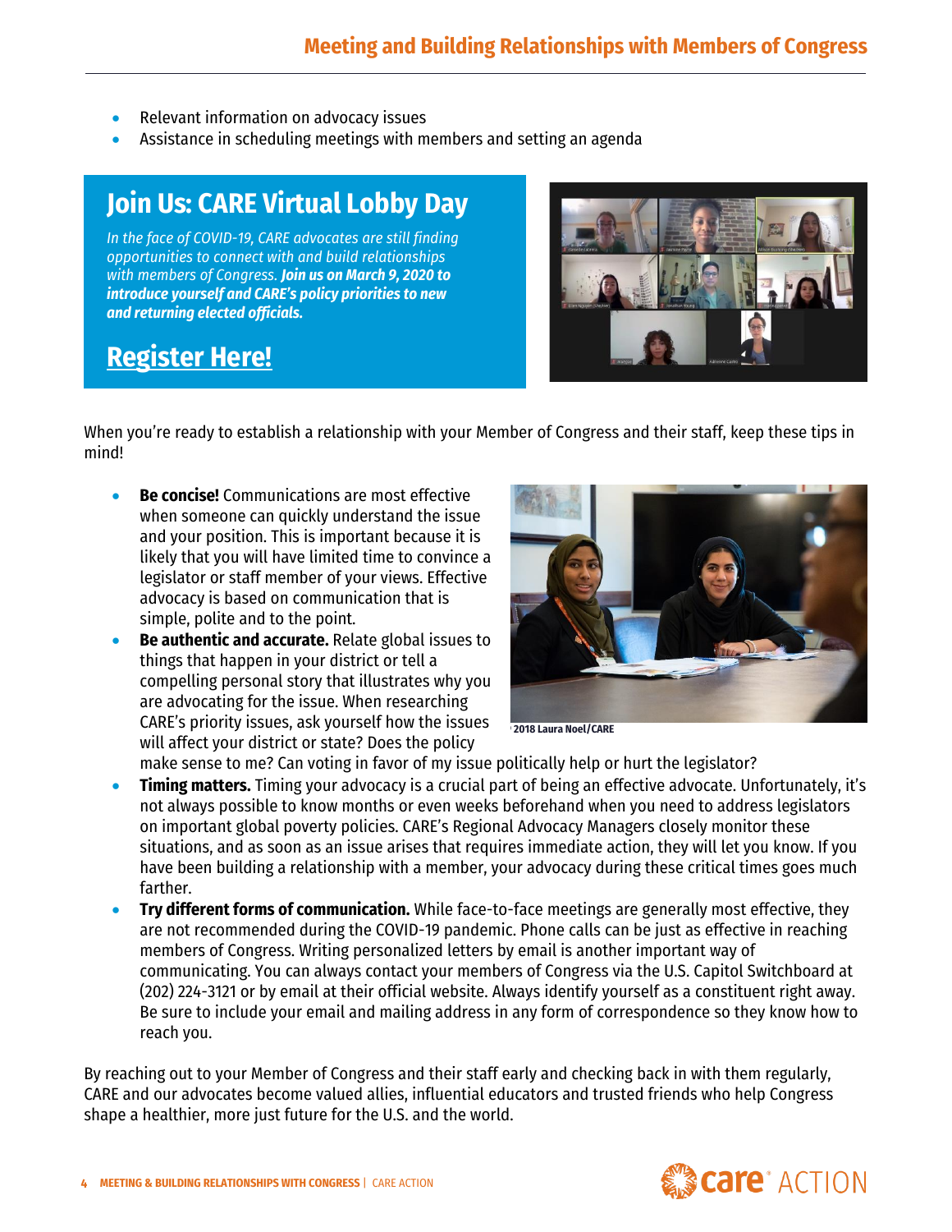- Relevant information on advocacy issues
- Assistance in scheduling meetings with members and setting an agenda

## Join Us: CARE Virtual Lobby Day

*In the face of COVID-19, CARE advocates are still finding opportunities to connect with and build relationships with members of Congress.* ***Join us on March 9, 2020 to introduce yourself and CARE's policy priorities to new and returning elected officials.***

**Register Here!**

When you're ready to establish a relationship with your Member of Congress and their staff, keep these tips in mind!

- **Be concise!** Communications are most effective when someone can quickly understand the issue and your position. This is important because it is likely that you will have limited time to convince a legislator or staff member of your views. Effective advocacy is based on communication that is simple, polite and to the point.
- **Be authentic and accurate.** Relate global issues to things that happen in your district or tell a compelling personal story that illustrates why you are advocating for the issue. When researching CARE's priority issues, ask yourself how the issues will affect your district or state? Does the policy make sense to me? Can voting in favor of my issue politically help or hurt the legislator?
- **Timing matters.** Timing your advocacy is a crucial part of being an effective advocate. Unfortunately, it's not always possible to know months or even weeks beforehand when you need to address legislators on important global poverty policies. CARE's Regional Advocacy Managers closely monitor these situations, and as soon as an issue arises that requires immediate action, they will let you know. If you have been building a relationship with a member, your advocacy during these critical times goes much farther.
- **Try different forms of communication.** While face-to-face meetings are generally most effective, they are not recommended during the COVID-19 pandemic. Phone calls can be just as effective in reaching members of Congress. Writing personalized letters by email is another important way of communicating. You can always contact your members of Congress via the U.S. Capitol Switchboard at (202) 224-3121 or by email at their official website. Always identify yourself as a constituent right away. Be sure to include your email and mailing address in any form of correspondence so they know how to reach you.

© 2018 Laura Noel/CARE

By reaching out to your Member of Congress and their staff early and checking back in with them regularly, CARE and our advocates become valued allies, influential educators and trusted friends who help Congress shape a healthier, more just future for the U.S. and the world.